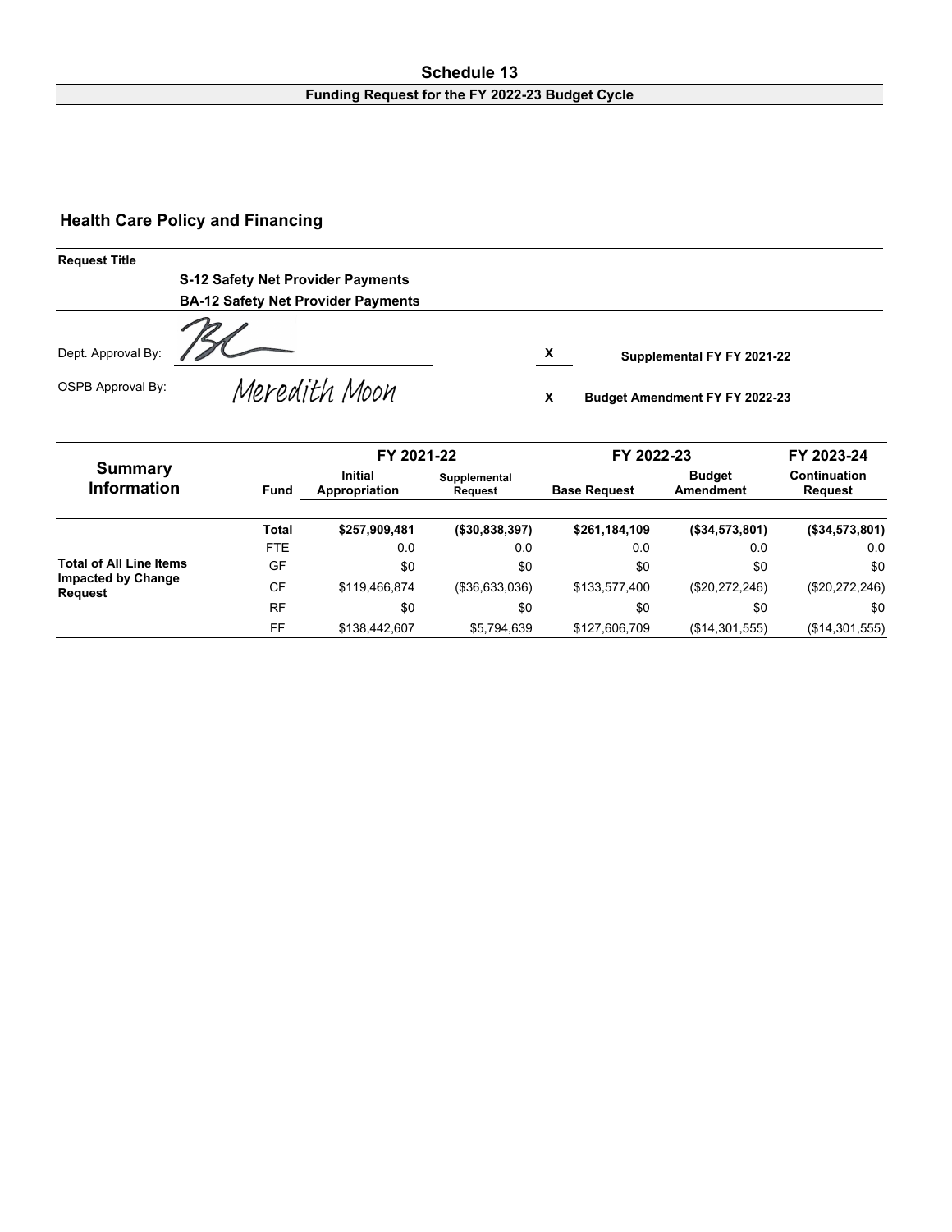# Schedule 13

**Funding Request for the FY 2022-23 Budget Cycle**

## Health Care Policy and Financing

**Request Title**

**S-12 Safety Net Provider Payments**
**BA-12 Safety Net Provider Payments**

Dept. Approval By: BL

OSPB Approval By: Meredith Moon

X Supplemental FY FY 2021-22

X Budget Amendment FY FY 2022-23

| Summary Information | Fund | FY 2021-22 Initial Appropriation | FY 2021-22 Supplemental Request | FY 2022-23 Base Request | FY 2022-23 Budget Amendment | FY 2023-24 Continuation Request |
|---|---|---|---|---|---|---|
| | **Total** | **$257,909,481** | **($30,838,397)** | **$261,184,109** | **($34,573,801)** | **($34,573,801)** |
| | FTE | 0.0 | 0.0 | 0.0 | 0.0 | 0.0 |
| **Total of All Line Items Impacted by Change Request** | GF | $0 | $0 | $0 | $0 | $0 |
| | CF | $119,466,874 | ($36,633,036) | $133,577,400 | ($20,272,246) | ($20,272,246) |
| | RF | $0 | $0 | $0 | $0 | $0 |
| | FF | $138,442,607 | $5,794,639 | $127,606,709 | ($14,301,555) | ($14,301,555) |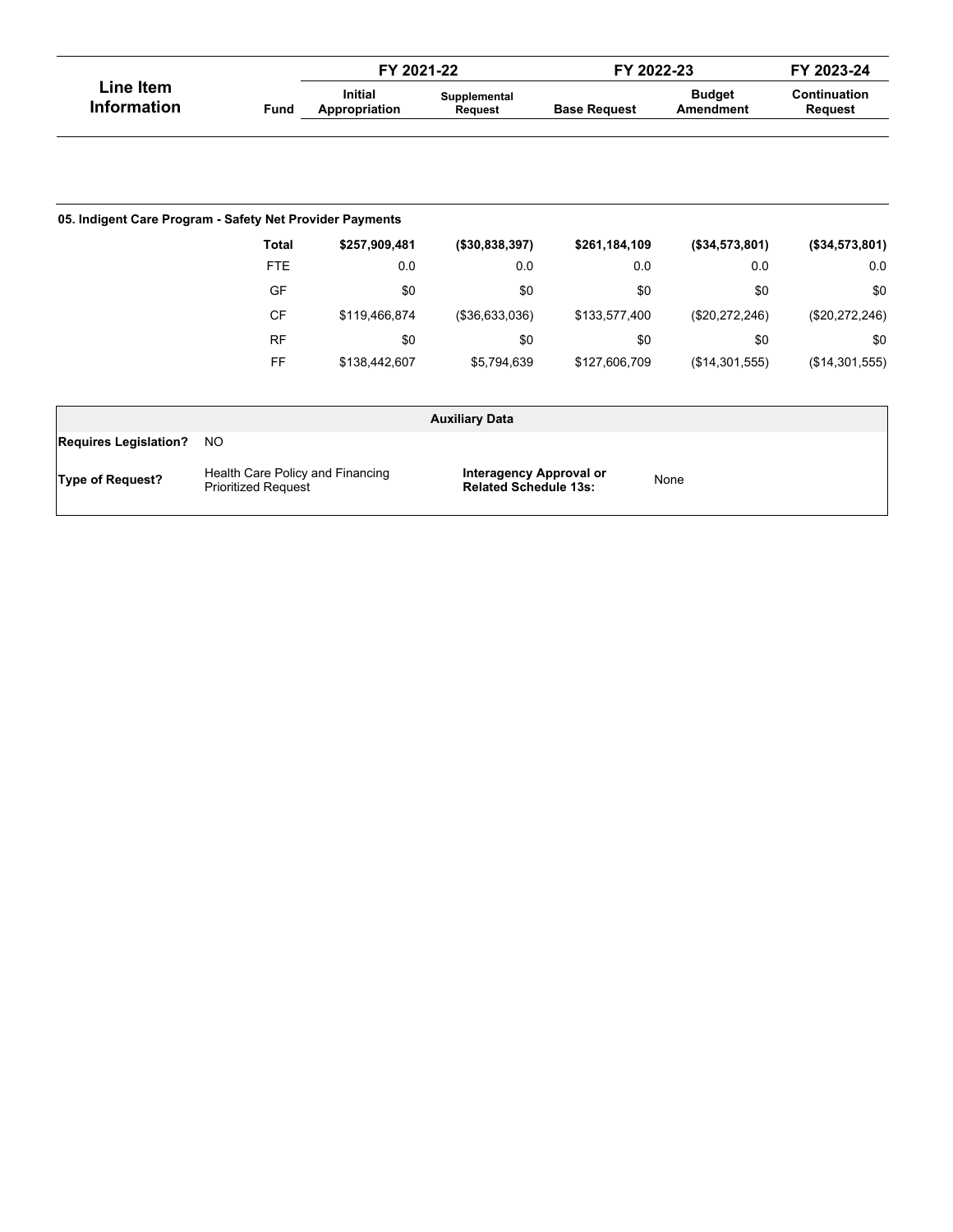| Line Item Information | Fund | FY 2021-22 | | FY 2022-23 | | FY 2023-24 |
|---|---|---|---|---|---|---|
| | | Initial Appropriation | Supplemental Request | Base Request | Budget Amendment | Continuation Request |
| **05. Indigent Care Program - Safety Net Provider Payments** | | | | | | |
| | **Total** | **$257,909,481** | **($30,838,397)** | **$261,184,109** | **($34,573,801)** | **($34,573,801)** |
| | FTE | 0.0 | 0.0 | 0.0 | 0.0 | 0.0 |
| | GF | $0 | $0 | $0 | $0 | $0 |
| | CF | $119,466,874 | ($36,633,036) | $133,577,400 | ($20,272,246) | ($20,272,246) |
| | RF | $0 | $0 | $0 | $0 | $0 |
| | FF | $138,442,607 | $5,794,639 | $127,606,709 | ($14,301,555) | ($14,301,555) |

| Auxiliary Data | | | |
|---|---|---|---|
| **Requires Legislation?** | NO | | |
| **Type of Request?** | Health Care Policy and Financing Prioritized Request | **Interagency Approval or Related Schedule 13s:** | None |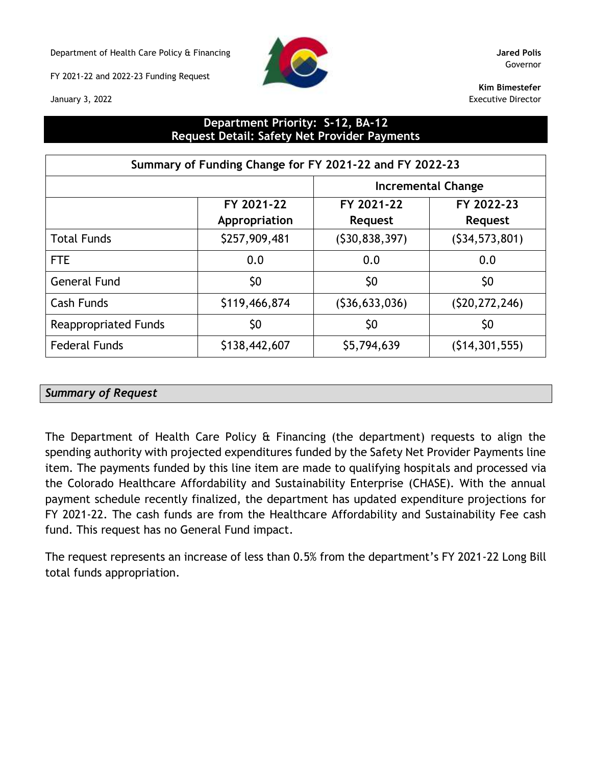Department of Health Care Policy & Financing

FY 2021-22 and 2022-23 Funding Request

January 3, 2022

**Jared Polis**
Governor

**Kim Bimestefer**
Executive Director

## Department Priority: S-12, BA-12
## Request Detail: Safety Net Provider Payments

| Summary of Funding Change for FY 2021-22 and FY 2022-23 | | | |
|---|---|---|---|
| | | Incremental Change | |
| | FY 2021-22 Appropriation | FY 2021-22 Request | FY 2022-23 Request |
| Total Funds | $257,909,481 | ($30,838,397) | ($34,573,801) |
| FTE | 0.0 | 0.0 | 0.0 |
| General Fund | $0 | $0 | $0 |
| Cash Funds | $119,466,874 | ($36,633,036) | ($20,272,246) |
| Reappropriated Funds | $0 | $0 | $0 |
| Federal Funds | $138,442,607 | $5,794,639 | ($14,301,555) |

### *Summary of Request*

The Department of Health Care Policy & Financing (the department) requests to align the spending authority with projected expenditures funded by the Safety Net Provider Payments line item. The payments funded by this line item are made to qualifying hospitals and processed via the Colorado Healthcare Affordability and Sustainability Enterprise (CHASE). With the annual payment schedule recently finalized, the department has updated expenditure projections for FY 2021-22. The cash funds are from the Healthcare Affordability and Sustainability Fee cash fund. This request has no General Fund impact.

The request represents an increase of less than 0.5% from the department's FY 2021-22 Long Bill total funds appropriation.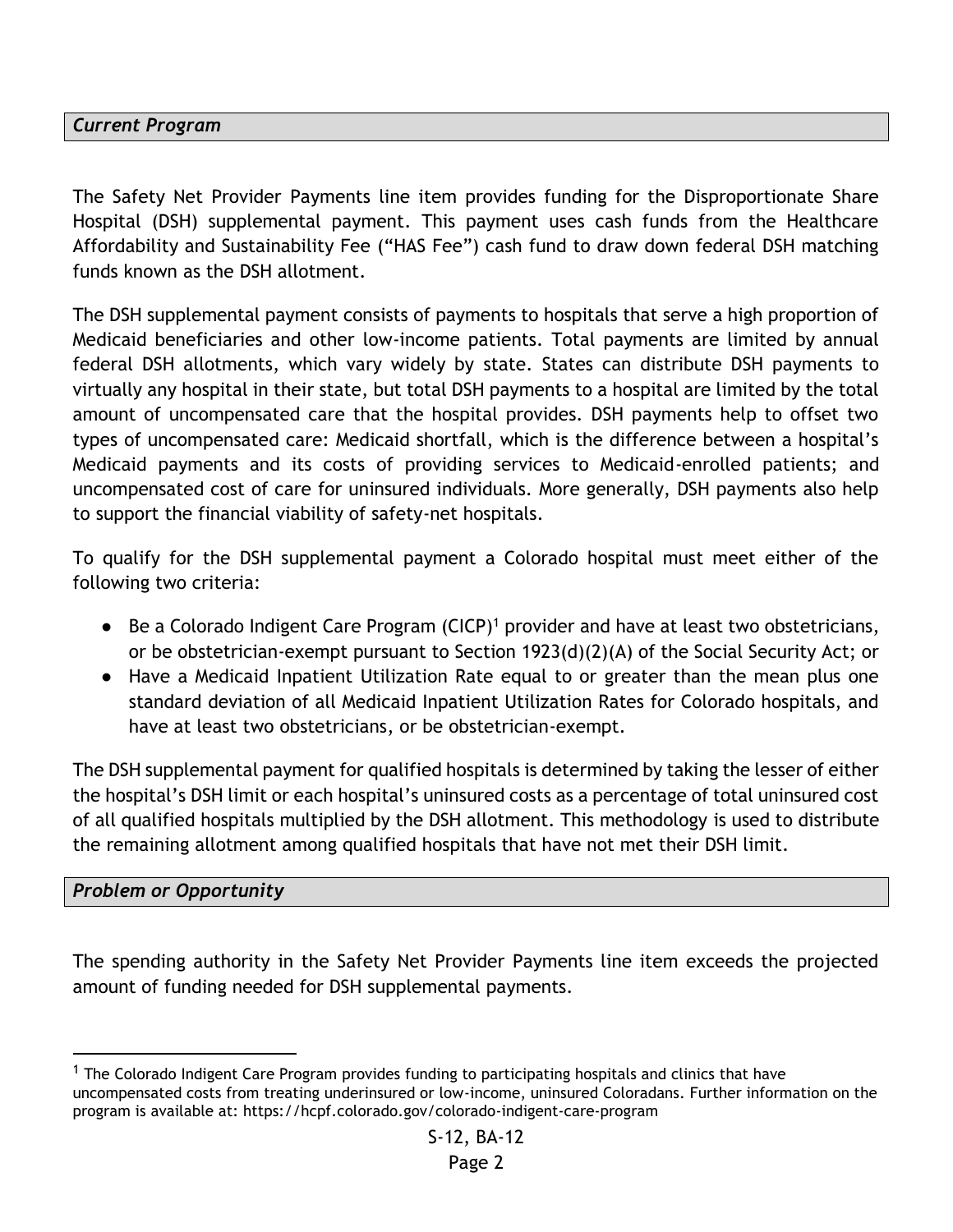### *Current Program*

The Safety Net Provider Payments line item provides funding for the Disproportionate Share Hospital (DSH) supplemental payment. This payment uses cash funds from the Healthcare Affordability and Sustainability Fee ("HAS Fee") cash fund to draw down federal DSH matching funds known as the DSH allotment.

The DSH supplemental payment consists of payments to hospitals that serve a high proportion of Medicaid beneficiaries and other low-income patients. Total payments are limited by annual federal DSH allotments, which vary widely by state. States can distribute DSH payments to virtually any hospital in their state, but total DSH payments to a hospital are limited by the total amount of uncompensated care that the hospital provides. DSH payments help to offset two types of uncompensated care: Medicaid shortfall, which is the difference between a hospital's Medicaid payments and its costs of providing services to Medicaid-enrolled patients; and uncompensated cost of care for uninsured individuals. More generally, DSH payments also help to support the financial viability of safety-net hospitals.

To qualify for the DSH supplemental payment a Colorado hospital must meet either of the following two criteria:

- Be a Colorado Indigent Care Program (CICP)[1] provider and have at least two obstetricians, or be obstetrician-exempt pursuant to Section 1923(d)(2)(A) of the Social Security Act; or
- Have a Medicaid Inpatient Utilization Rate equal to or greater than the mean plus one standard deviation of all Medicaid Inpatient Utilization Rates for Colorado hospitals, and have at least two obstetricians, or be obstetrician-exempt.

The DSH supplemental payment for qualified hospitals is determined by taking the lesser of either the hospital's DSH limit or each hospital's uninsured costs as a percentage of total uninsured cost of all qualified hospitals multiplied by the DSH allotment. This methodology is used to distribute the remaining allotment among qualified hospitals that have not met their DSH limit.

### *Problem or Opportunity*

The spending authority in the Safety Net Provider Payments line item exceeds the projected amount of funding needed for DSH supplemental payments.

[1] The Colorado Indigent Care Program provides funding to participating hospitals and clinics that have uncompensated costs from treating underinsured or low-income, uninsured Coloradans. Further information on the program is available at: https://hcpf.colorado.gov/colorado-indigent-care-program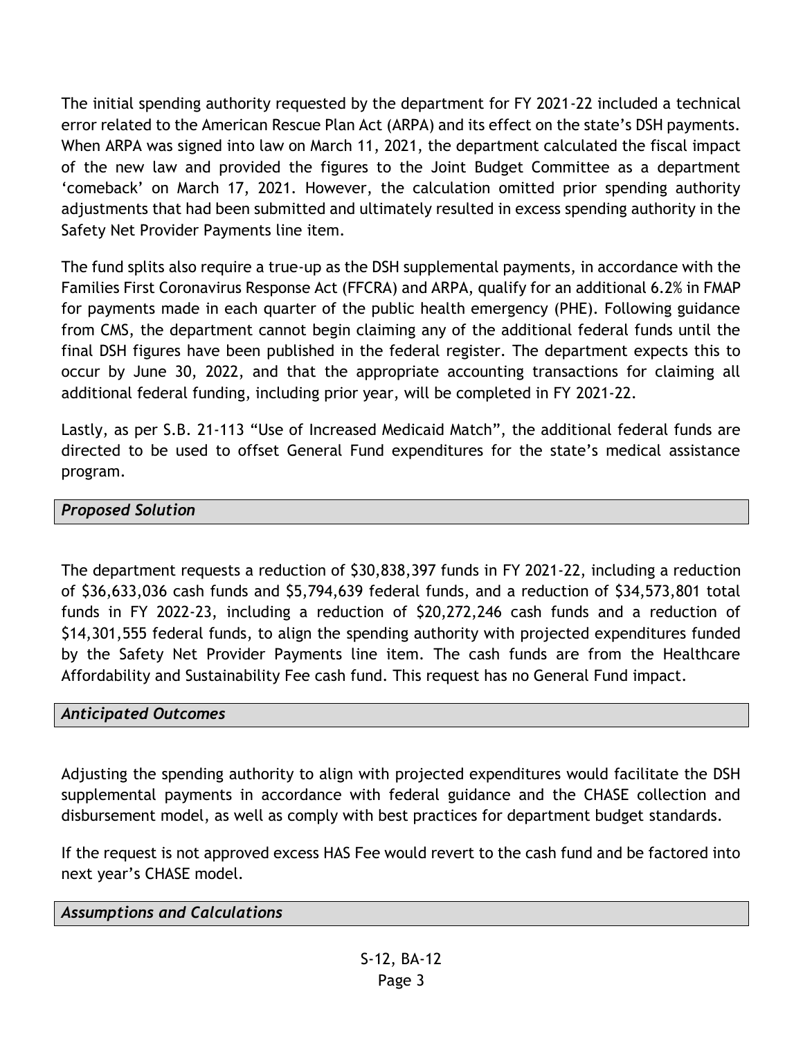The initial spending authority requested by the department for FY 2021-22 included a technical error related to the American Rescue Plan Act (ARPA) and its effect on the state's DSH payments. When ARPA was signed into law on March 11, 2021, the department calculated the fiscal impact of the new law and provided the figures to the Joint Budget Committee as a department 'comeback' on March 17, 2021. However, the calculation omitted prior spending authority adjustments that had been submitted and ultimately resulted in excess spending authority in the Safety Net Provider Payments line item.

The fund splits also require a true-up as the DSH supplemental payments, in accordance with the Families First Coronavirus Response Act (FFCRA) and ARPA, qualify for an additional 6.2% in FMAP for payments made in each quarter of the public health emergency (PHE). Following guidance from CMS, the department cannot begin claiming any of the additional federal funds until the final DSH figures have been published in the federal register. The department expects this to occur by June 30, 2022, and that the appropriate accounting transactions for claiming all additional federal funding, including prior year, will be completed in FY 2021-22.

Lastly, as per S.B. 21-113 "Use of Increased Medicaid Match", the additional federal funds are directed to be used to offset General Fund expenditures for the state's medical assistance program.

### *Proposed Solution*

The department requests a reduction of $30,838,397 funds in FY 2021-22, including a reduction of $36,633,036 cash funds and $5,794,639 federal funds, and a reduction of $34,573,801 total funds in FY 2022-23, including a reduction of $20,272,246 cash funds and a reduction of $14,301,555 federal funds, to align the spending authority with projected expenditures funded by the Safety Net Provider Payments line item. The cash funds are from the Healthcare Affordability and Sustainability Fee cash fund. This request has no General Fund impact.

### *Anticipated Outcomes*

Adjusting the spending authority to align with projected expenditures would facilitate the DSH supplemental payments in accordance with federal guidance and the CHASE collection and disbursement model, as well as comply with best practices for department budget standards.

If the request is not approved excess HAS Fee would revert to the cash fund and be factored into next year's CHASE model.

### *Assumptions and Calculations*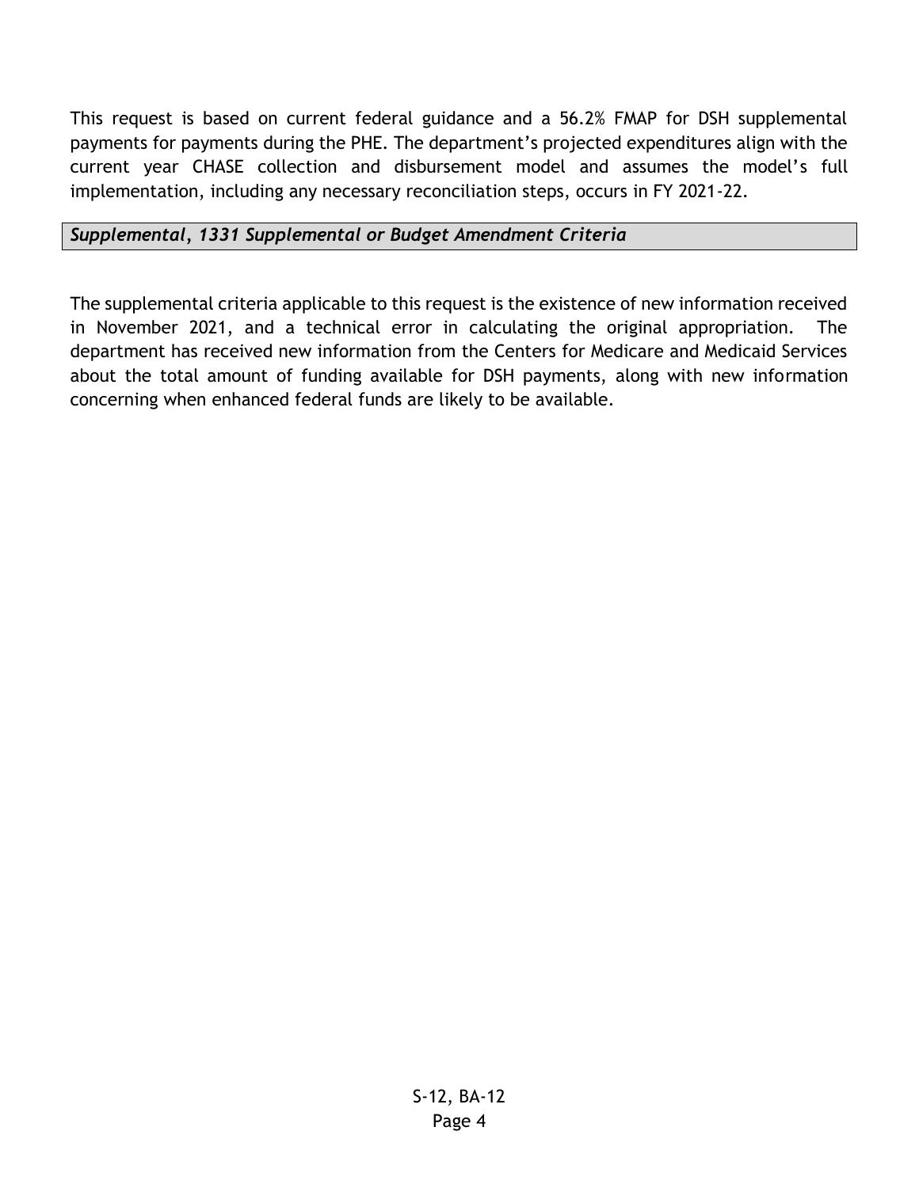This request is based on current federal guidance and a 56.2% FMAP for DSH supplemental payments for payments during the PHE. The department's projected expenditures align with the current year CHASE collection and disbursement model and assumes the model's full implementation, including any necessary reconciliation steps, occurs in FY 2021-22.

### *Supplemental, 1331 Supplemental or Budget Amendment Criteria*

The supplemental criteria applicable to this request is the existence of new information received in November 2021, and a technical error in calculating the original appropriation. The department has received new information from the Centers for Medicare and Medicaid Services about the total amount of funding available for DSH payments, along with new information concerning when enhanced federal funds are likely to be available.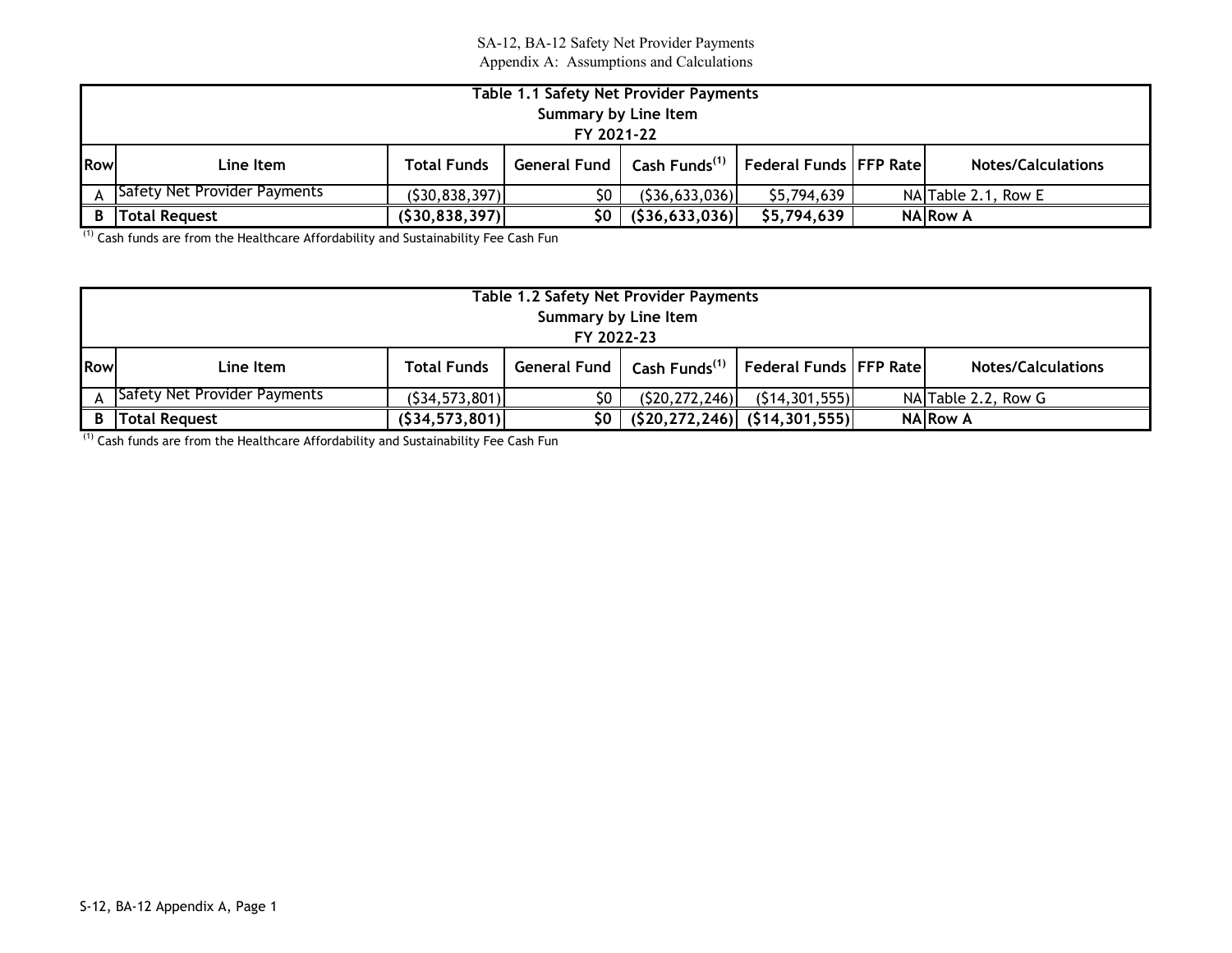SA-12, BA-12 Safety Net Provider Payments
Appendix A: Assumptions and Calculations

| Table 1.1 Safety Net Provider Payments<br>Summary by Line Item<br>FY 2021-22 | | | | | | | |
|---|---|---|---|---|---|---|---|
| **Row** | **Line Item** | **Total Funds** | **General Fund** | **Cash Funds[1]** | **Federal Funds** | **FFP Rate** | **Notes/Calculations** |
| A | Safety Net Provider Payments | ($30,838,397) | $0 | ($36,633,036) | $5,794,639 | NA | Table 2.1, Row E |
| **B** | **Total Request** | **($30,838,397)** | **$0** | **($36,633,036)** | **$5,794,639** | **NA** | **Row A** |

[1] Cash funds are from the Healthcare Affordability and Sustainability Fee Cash Fun

| Table 1.2 Safety Net Provider Payments<br>Summary by Line Item<br>FY 2022-23 | | | | | | | |
|---|---|---|---|---|---|---|---|
| **Row** | **Line Item** | **Total Funds** | **General Fund** | **Cash Funds[1]** | **Federal Funds** | **FFP Rate** | **Notes/Calculations** |
| A | Safety Net Provider Payments | ($34,573,801) | $0 | ($20,272,246) | ($14,301,555) | NA | Table 2.2, Row G |
| **B** | **Total Request** | **($34,573,801)** | **$0** | **($20,272,246)** | **($14,301,555)** | **NA** | **Row A** |

[1] Cash funds are from the Healthcare Affordability and Sustainability Fee Cash Fun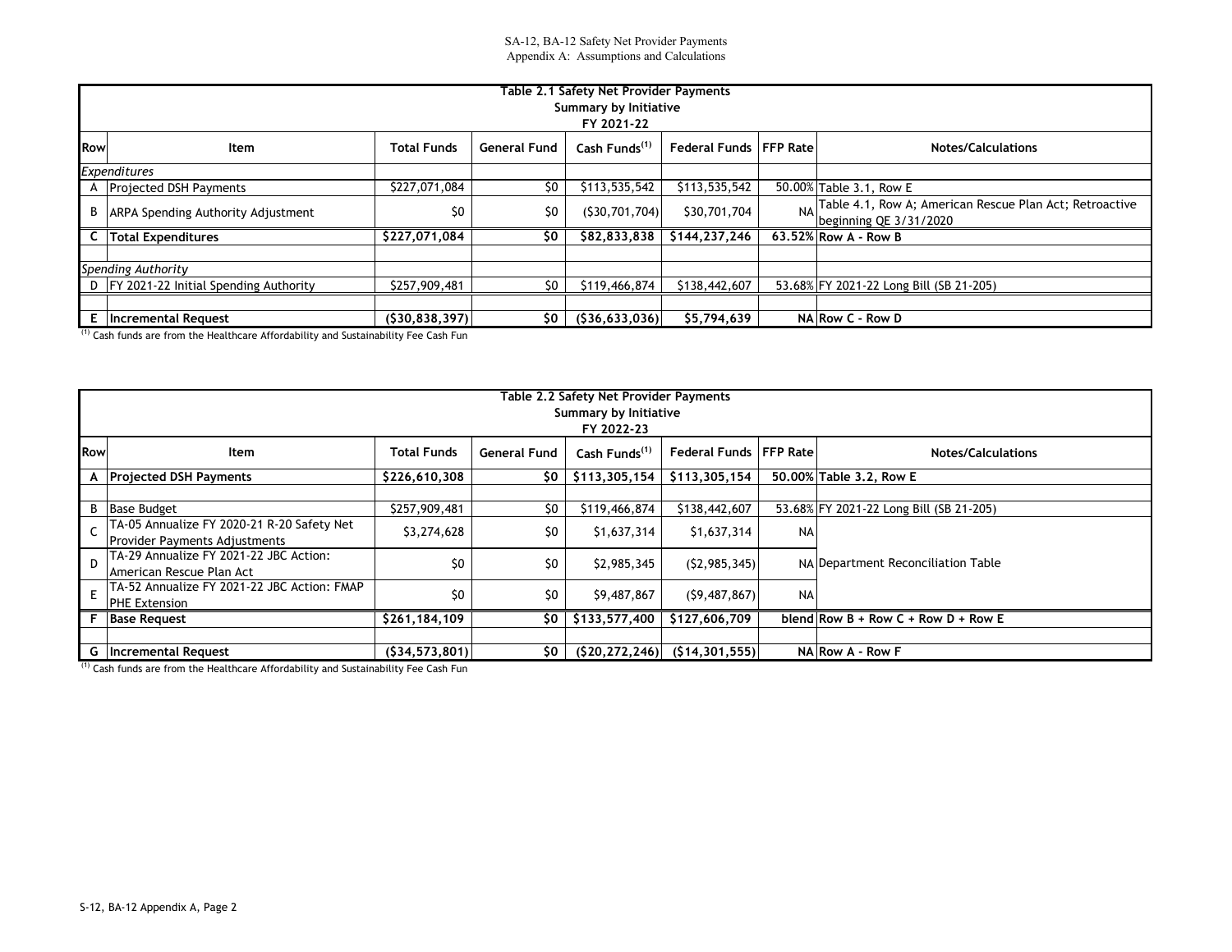SA-12, BA-12 Safety Net Provider Payments
Appendix A: Assumptions and Calculations

| Table 2.1 Safety Net Provider Payments<br>Summary by Initiative<br>FY 2021-22 | | | | | | | |
|---|---|---|---|---|---|---|---|
| **Row** | **Item** | **Total Funds** | **General Fund** | **Cash Funds[(1)]** | **Federal Funds** | **FFP Rate** | **Notes/Calculations** |
| *Expenditures* | | | | | | | |
| A | Projected DSH Payments | $227,071,084 | $0 | $113,535,542 | $113,535,542 | 50.00% | Table 3.1, Row E |
| B | ARPA Spending Authority Adjustment | $0 | $0 | ($30,701,704) | $30,701,704 | NA | Table 4.1, Row A; American Rescue Plan Act; Retroactive beginning QE 3/31/2020 |
| **C** | **Total Expenditures** | **$227,071,084** | **$0** | **$82,833,838** | **$144,237,246** | **63.52%** | **Row A - Row B** |
| | | | | | | | |
| *Spending Authority* | | | | | | | |
| D | FY 2021-22 Initial Spending Authority | $257,909,481 | $0 | $119,466,874 | $138,442,607 | 53.68% | FY 2021-22 Long Bill (SB 21-205) |
| | | | | | | | |
| **E** | **Incremental Request** | **($30,838,397)** | **$0** | **($36,633,036)** | **$5,794,639** | **NA** | **Row C - Row D** |

[(1)] Cash funds are from the Healthcare Affordability and Sustainability Fee Cash Fun

| Table 2.2 Safety Net Provider Payments<br>Summary by Initiative<br>FY 2022-23 | | | | | | | |
|---|---|---|---|---|---|---|---|
| **Row** | **Item** | **Total Funds** | **General Fund** | **Cash Funds[(1)]** | **Federal Funds** | **FFP Rate** | **Notes/Calculations** |
| **A** | **Projected DSH Payments** | **$226,610,308** | **$0** | **$113,305,154** | **$113,305,154** | **50.00%** | **Table 3.2, Row E** |
| | | | | | | | |
| B | Base Budget | $257,909,481 | $0 | $119,466,874 | $138,442,607 | 53.68% | FY 2021-22 Long Bill (SB 21-205) |
| C | TA-05 Annualize FY 2020-21 R-20 Safety Net Provider Payments Adjustments | $3,274,628 | $0 | $1,637,314 | $1,637,314 | NA | Department Reconciliation Table |
| D | TA-29 Annualize FY 2021-22 JBC Action: American Rescue Plan Act | $0 | $0 | $2,985,345 | ($2,985,345) | NA | Department Reconciliation Table |
| E | TA-52 Annualize FY 2021-22 JBC Action: FMAP PHE Extension | $0 | $0 | $9,487,867 | ($9,487,867) | NA | Department Reconciliation Table |
| **F** | **Base Request** | **$261,184,109** | **$0** | **$133,577,400** | **$127,606,709** | **blend** | **Row B + Row C + Row D + Row E** |
| | | | | | | | |
| **G** | **Incremental Request** | **($34,573,801)** | **$0** | **($20,272,246)** | **($14,301,555)** | **NA** | **Row A - Row F** |

[(1)] Cash funds are from the Healthcare Affordability and Sustainability Fee Cash Fun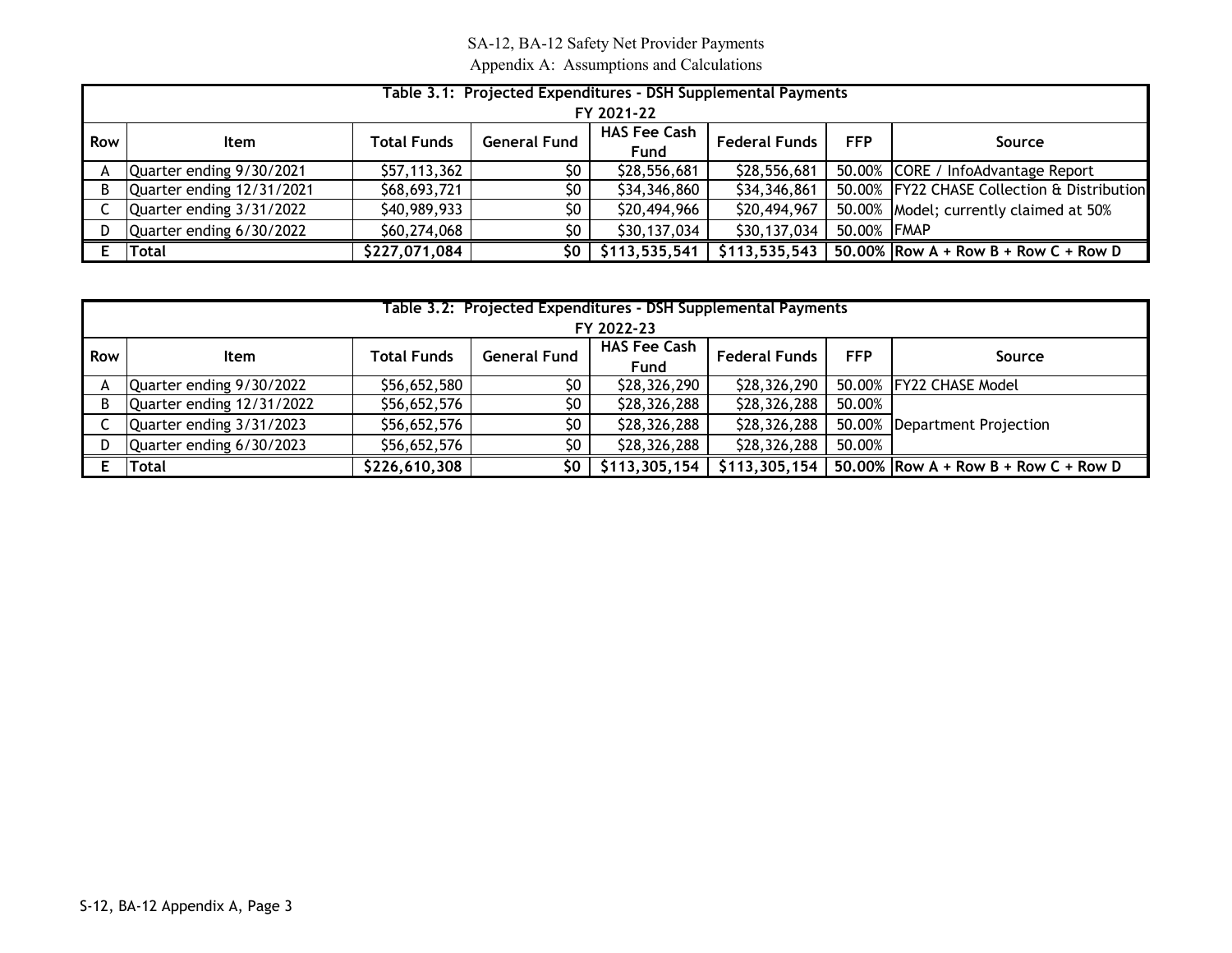SA-12, BA-12 Safety Net Provider Payments

Appendix A: Assumptions and Calculations

| Table 3.1: Projected Expenditures - DSH Supplemental Payments FY 2021-22 | | | | | | | |
|---|---|---|---|---|---|---|---|
| Row | Item | Total Funds | General Fund | HAS Fee Cash Fund | Federal Funds | FFP | Source |
| A | Quarter ending 9/30/2021 | $57,113,362 | $0 | $28,556,681 | $28,556,681 | 50.00% | CORE / InfoAdvantage Report |
| B | Quarter ending 12/31/2021 | $68,693,721 | $0 | $34,346,860 | $34,346,861 | 50.00% | FY22 CHASE Collection & Distribution |
| C | Quarter ending 3/31/2022 | $40,989,933 | $0 | $20,494,966 | $20,494,967 | 50.00% | Model; currently claimed at 50% |
| D | Quarter ending 6/30/2022 | $60,274,068 | $0 | $30,137,034 | $30,137,034 | 50.00% | FMAP |
| E | Total | $227,071,084 | $0 | $113,535,541 | $113,535,543 | 50.00% | Row A + Row B + Row C + Row D |

| Table 3.2: Projected Expenditures - DSH Supplemental Payments FY 2022-23 | | | | | | | |
|---|---|---|---|---|---|---|---|
| Row | Item | Total Funds | General Fund | HAS Fee Cash Fund | Federal Funds | FFP | Source |
| A | Quarter ending 9/30/2022 | $56,652,580 | $0 | $28,326,290 | $28,326,290 | 50.00% | FY22 CHASE Model |
| B | Quarter ending 12/31/2022 | $56,652,576 | $0 | $28,326,288 | $28,326,288 | 50.00% | Department Projection |
| C | Quarter ending 3/31/2023 | $56,652,576 | $0 | $28,326,288 | $28,326,288 | 50.00% | |
| D | Quarter ending 6/30/2023 | $56,652,576 | $0 | $28,326,288 | $28,326,288 | 50.00% | |
| E | Total | $226,610,308 | $0 | $113,305,154 | $113,305,154 | 50.00% | Row A + Row B + Row C + Row D |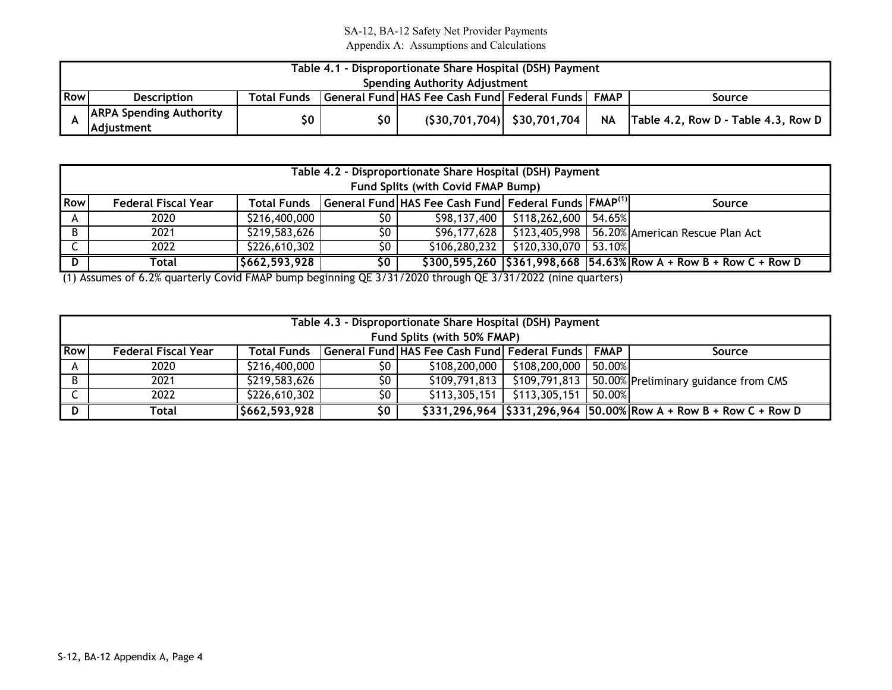SA-12, BA-12 Safety Net Provider Payments
Appendix A: Assumptions and Calculations

| Table 4.1 - Disproportionate Share Hospital (DSH) Payment Spending Authority Adjustment | | | | | | | |
|---|---|---|---|---|---|---|---|
| Row | Description | Total Funds | General Fund | HAS Fee Cash Fund | Federal Funds | FMAP | Source |
| A | ARPA Spending Authority Adjustment | $0 | $0 | ($30,701,704) | $30,701,704 | NA | Table 4.2, Row D - Table 4.3, Row D |

| Table 4.2 - Disproportionate Share Hospital (DSH) Payment Fund Splits (with Covid FMAP Bump) | | | | | | | |
|---|---|---|---|---|---|---|---|
| Row | Federal Fiscal Year | Total Funds | General Fund | HAS Fee Cash Fund | Federal Funds | FMAP[1] | Source |
| A | 2020 | $216,400,000 | $0 | $98,137,400 | $118,262,600 | 54.65% | |
| B | 2021 | $219,583,626 | $0 | $96,177,628 | $123,405,998 | 56.20% | American Rescue Plan Act |
| C | 2022 | $226,610,302 | $0 | $106,280,232 | $120,330,070 | 53.10% | |
| D | Total | $662,593,928 | $0 | $300,595,260 | $361,998,668 | 54.63% | Row A + Row B + Row C + Row D |

(1) Assumes of 6.2% quarterly Covid FMAP bump beginning QE 3/31/2020 through QE 3/31/2022 (nine quarters)

| Table 4.3 - Disproportionate Share Hospital (DSH) Payment Fund Splits (with 50% FMAP) | | | | | | | |
|---|---|---|---|---|---|---|---|
| Row | Federal Fiscal Year | Total Funds | General Fund | HAS Fee Cash Fund | Federal Funds | FMAP | Source |
| A | 2020 | $216,400,000 | $0 | $108,200,000 | $108,200,000 | 50.00% | |
| B | 2021 | $219,583,626 | $0 | $109,791,813 | $109,791,813 | 50.00% | Preliminary guidance from CMS |
| C | 2022 | $226,610,302 | $0 | $113,305,151 | $113,305,151 | 50.00% | |
| D | Total | $662,593,928 | $0 | $331,296,964 | $331,296,964 | 50.00% | Row A + Row B + Row C + Row D |